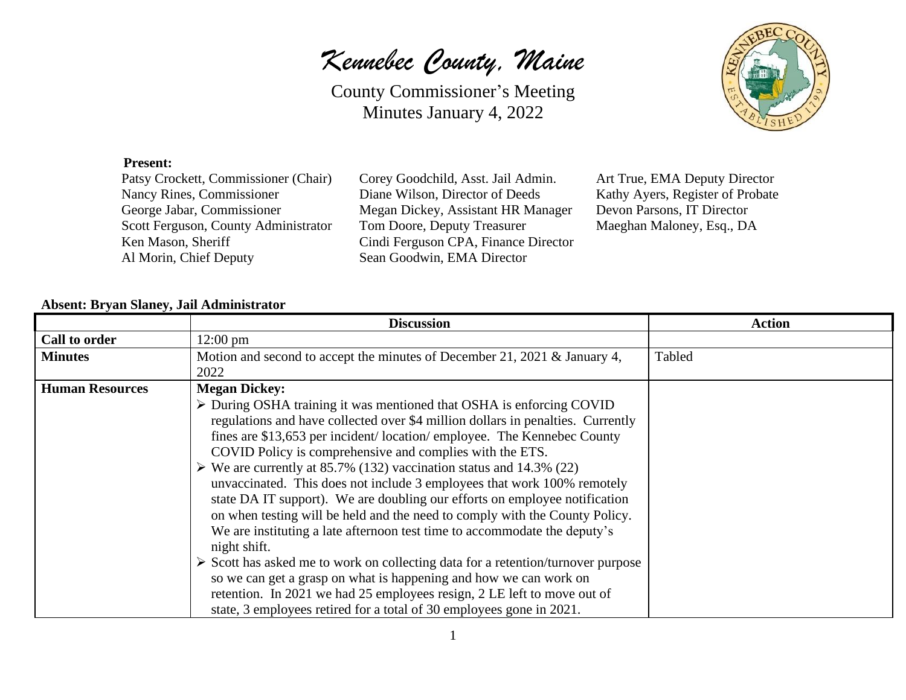# *Kennebec County, Maine*

County Commissioner's Meeting
Minutes January 4, 2022

**Present:**

Patsy Crockett, Commissioner (Chair)
Nancy Rines, Commissioner
George Jabar, Commissioner
Scott Ferguson, County Administrator
Ken Mason, Sheriff
Al Morin, Chief Deputy
Corey Goodchild, Asst. Jail Admin.
Diane Wilson, Director of Deeds
Megan Dickey, Assistant HR Manager
Tom Doore, Deputy Treasurer
Cindi Ferguson CPA, Finance Director
Sean Goodwin, EMA Director
Art True, EMA Deputy Director
Kathy Ayers, Register of Probate
Devon Parsons, IT Director
Maeghan Maloney, Esq., DA

**Absent: Bryan Slaney, Jail Administrator**

| | Discussion | Action |
|---|---|---|
| **Call to order** | 12:00 pm | |
| **Minutes** | Motion and second to accept the minutes of December 21, 2021 & January 4, 2022 | Tabled |
| **Human Resources** | **Megan Dickey:**<br>➢ During OSHA training it was mentioned that OSHA is enforcing COVID regulations and have collected over $4 million dollars in penalties. Currently fines are $13,653 per incident/ location/ employee. The Kennebec County COVID Policy is comprehensive and complies with the ETS.<br>➢ We are currently at 85.7% (132) vaccination status and 14.3% (22) unvaccinated. This does not include 3 employees that work 100% remotely state DA IT support). We are doubling our efforts on employee notification on when testing will be held and the need to comply with the County Policy. We are instituting a late afternoon test time to accommodate the deputy's night shift.<br>➢ Scott has asked me to work on collecting data for a retention/turnover purpose so we can get a grasp on what is happening and how we can work on retention. In 2021 we had 25 employees resign, 2 LE left to move out of state, 3 employees retired for a total of 30 employees gone in 2021. | |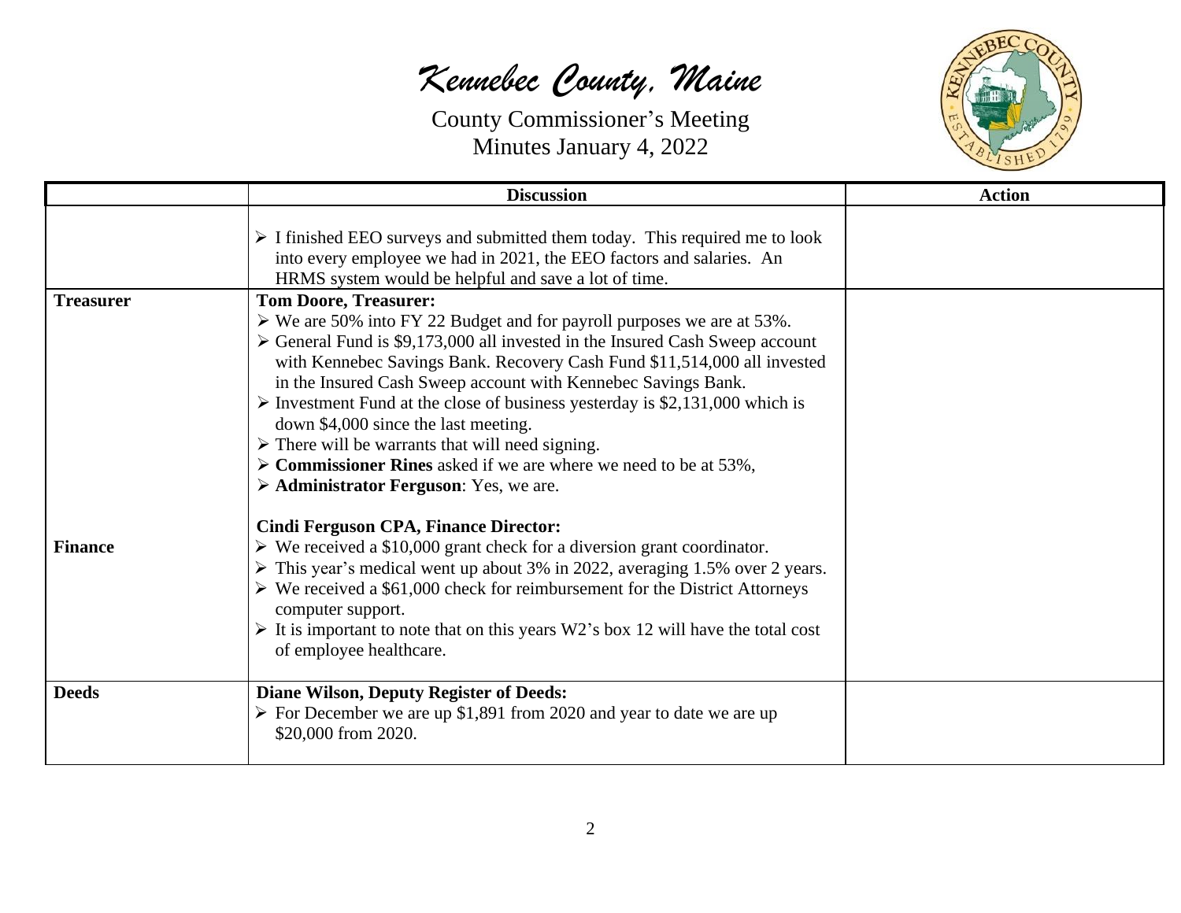# *Kennebec County, Maine*

County Commissioner's Meeting
Minutes January 4, 2022

| | Discussion | Action |
|---|---|---|
| | ➢ I finished EEO surveys and submitted them today. This required me to look into every employee we had in 2021, the EEO factors and salaries. An HRMS system would be helpful and save a lot of time. | |
| **Treasurer** | **Tom Doore, Treasurer:**<br>➢ We are 50% into FY 22 Budget and for payroll purposes we are at 53%.<br>➢ General Fund is $9,173,000 all invested in the Insured Cash Sweep account with Kennebec Savings Bank. Recovery Cash Fund $11,514,000 all invested in the Insured Cash Sweep account with Kennebec Savings Bank.<br>➢ Investment Fund at the close of business yesterday is $2,131,000 which is down $4,000 since the last meeting.<br>➢ There will be warrants that will need signing.<br>➢ **Commissioner Rines** asked if we are where we need to be at 53%,<br>➢ **Administrator Ferguson**: Yes, we are. | |
| **Finance** | **Cindi Ferguson CPA, Finance Director:**<br>➢ We received a $10,000 grant check for a diversion grant coordinator.<br>➢ This year's medical went up about 3% in 2022, averaging 1.5% over 2 years.<br>➢ We received a $61,000 check for reimbursement for the District Attorneys computer support.<br>➢ It is important to note that on this years W2's box 12 will have the total cost of employee healthcare. | |
| **Deeds** | **Diane Wilson, Deputy Register of Deeds:**<br>➢ For December we are up $1,891 from 2020 and year to date we are up $20,000 from 2020. | |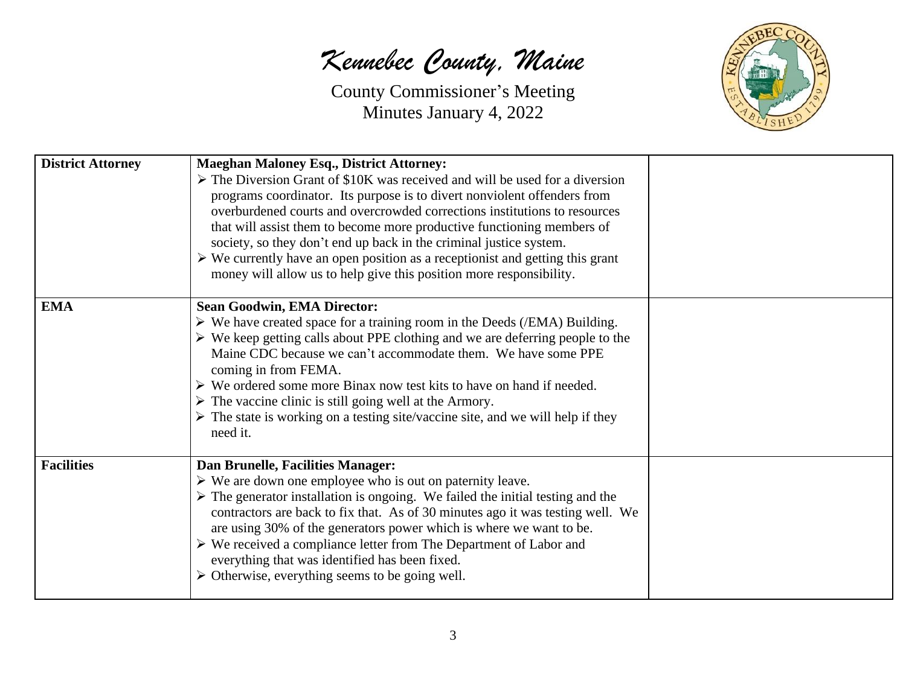| District Attorney | **Maeghan Maloney Esq., District Attorney:**<br>➢ The Diversion Grant of $10K was received and will be used for a diversion programs coordinator. Its purpose is to divert nonviolent offenders from overburdened courts and overcrowded corrections institutions to resources that will assist them to become more productive functioning members of society, so they don't end up back in the criminal justice system.<br>➢ We currently have an open position as a receptionist and getting this grant money will allow us to help give this position more responsibility. | |
|---|---|---|
| **EMA** | **Sean Goodwin, EMA Director:**<br>➢ We have created space for a training room in the Deeds (/EMA) Building.<br>➢ We keep getting calls about PPE clothing and we are deferring people to the Maine CDC because we can't accommodate them. We have some PPE coming in from FEMA.<br>➢ We ordered some more Binax now test kits to have on hand if needed.<br>➢ The vaccine clinic is still going well at the Armory.<br>➢ The state is working on a testing site/vaccine site, and we will help if they need it. | |
| **Facilities** | **Dan Brunelle, Facilities Manager:**<br>➢ We are down one employee who is out on paternity leave.<br>➢ The generator installation is ongoing. We failed the initial testing and the contractors are back to fix that. As of 30 minutes ago it was testing well. We are using 30% of the generators power which is where we want to be.<br>➢ We received a compliance letter from The Department of Labor and everything that was identified has been fixed.<br>➢ Otherwise, everything seems to be going well. | |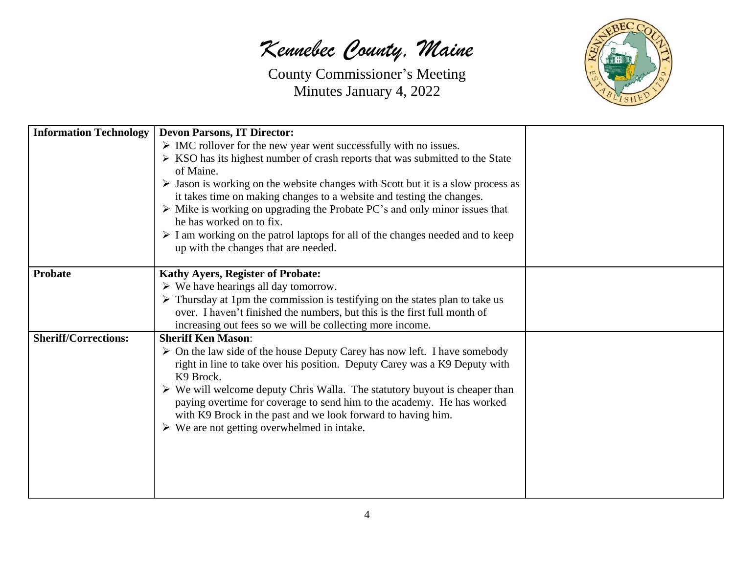| Information Technology | **Devon Parsons, IT Director:**<br>➢ IMC rollover for the new year went successfully with no issues.<br>➢ KSO has its highest number of crash reports that was submitted to the State of Maine.<br>➢ Jason is working on the website changes with Scott but it is a slow process as it takes time on making changes to a website and testing the changes.<br>➢ Mike is working on upgrading the Probate PC's and only minor issues that he has worked on to fix.<br>➢ I am working on the patrol laptops for all of the changes needed and to keep up with the changes that are needed. | |
|---|---|---|
| **Probate** | **Kathy Ayers, Register of Probate:**<br>➢ We have hearings all day tomorrow.<br>➢ Thursday at 1pm the commission is testifying on the states plan to take us over. I haven't finished the numbers, but this is the first full month of increasing out fees so we will be collecting more income. | |
| **Sheriff/Corrections:** | **Sheriff Ken Mason**:<br>➢ On the law side of the house Deputy Carey has now left. I have somebody right in line to take over his position. Deputy Carey was a K9 Deputy with K9 Brock.<br>➢ We will welcome deputy Chris Walla. The statutory buyout is cheaper than paying overtime for coverage to send him to the academy. He has worked with K9 Brock in the past and we look forward to having him.<br>➢ We are not getting overwhelmed in intake. | |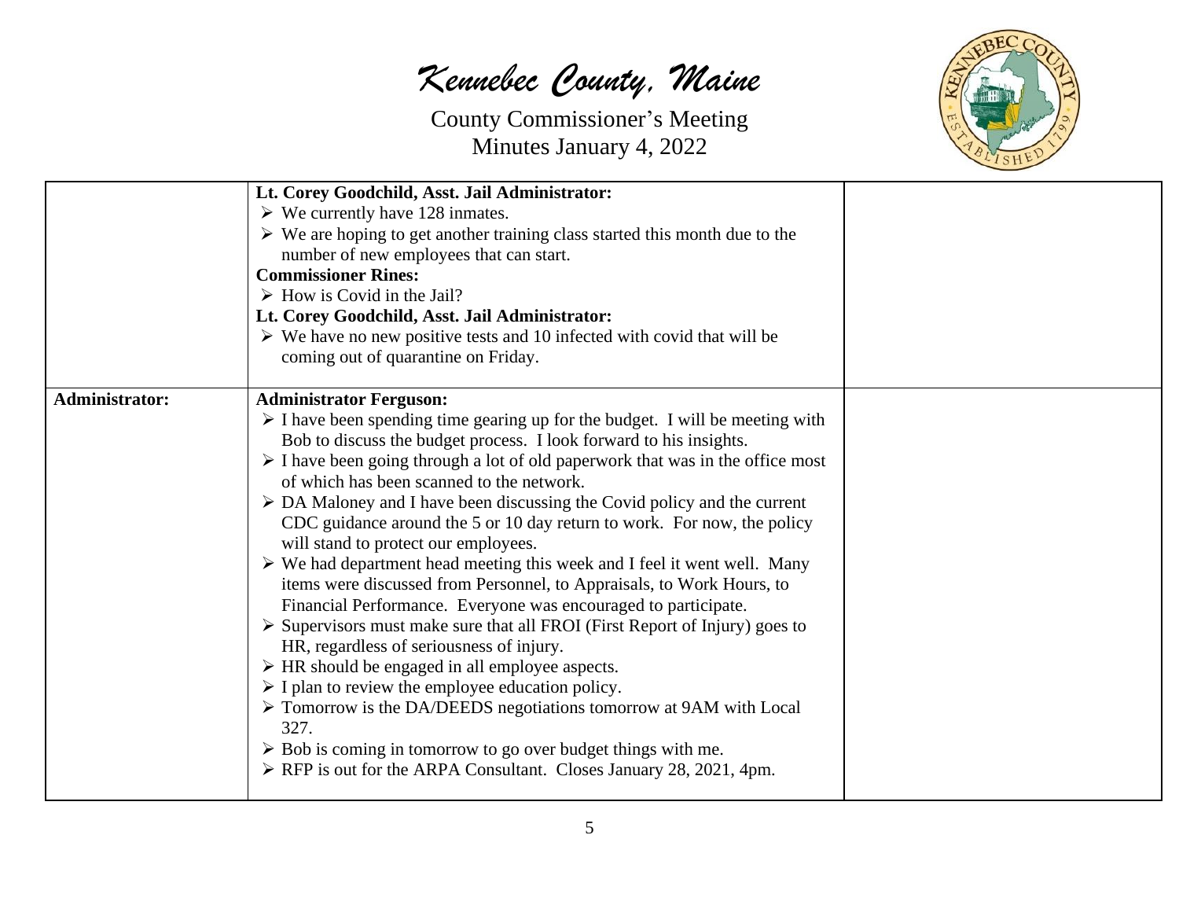| | | |
|---|---|---|
| | **Lt. Corey Goodchild, Asst. Jail Administrator:**<br>➢ We currently have 128 inmates.<br>➢ We are hoping to get another training class started this month due to the number of new employees that can start.<br>**Commissioner Rines:**<br>➢ How is Covid in the Jail?<br>**Lt. Corey Goodchild, Asst. Jail Administrator:**<br>➢ We have no new positive tests and 10 infected with covid that will be coming out of quarantine on Friday. | |
| **Administrator:** | **Administrator Ferguson:**<br>➢ I have been spending time gearing up for the budget. I will be meeting with Bob to discuss the budget process. I look forward to his insights.<br>➢ I have been going through a lot of old paperwork that was in the office most of which has been scanned to the network.<br>➢ DA Maloney and I have been discussing the Covid policy and the current CDC guidance around the 5 or 10 day return to work. For now, the policy will stand to protect our employees.<br>➢ We had department head meeting this week and I feel it went well. Many items were discussed from Personnel, to Appraisals, to Work Hours, to Financial Performance. Everyone was encouraged to participate.<br>➢ Supervisors must make sure that all FROI (First Report of Injury) goes to HR, regardless of seriousness of injury.<br>➢ HR should be engaged in all employee aspects.<br>➢ I plan to review the employee education policy.<br>➢ Tomorrow is the DA/DEEDS negotiations tomorrow at 9AM with Local 327.<br>➢ Bob is coming in tomorrow to go over budget things with me.<br>➢ RFP is out for the ARPA Consultant. Closes January 28, 2021, 4pm. | |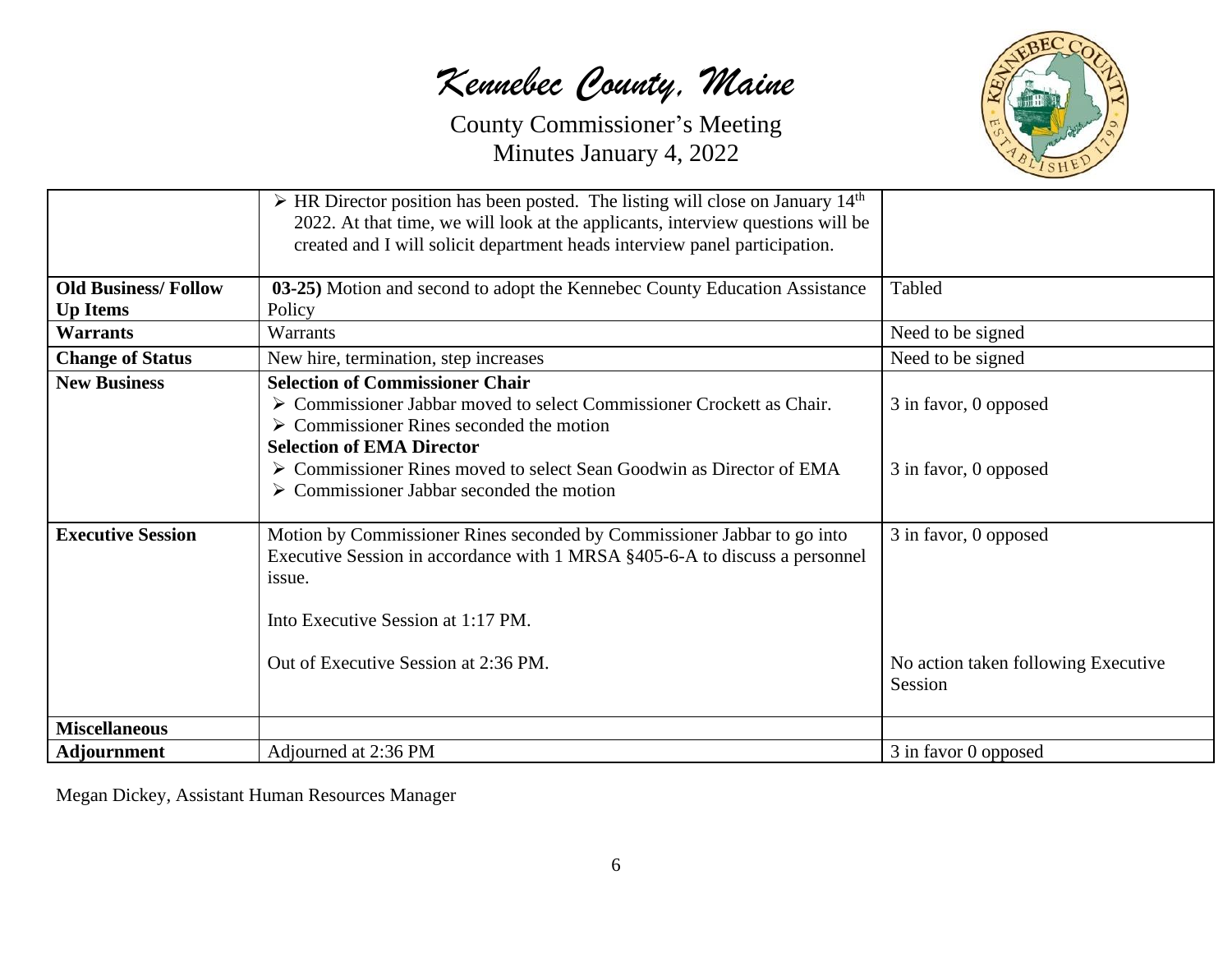| | | |
|---|---|---|
| | ➢ HR Director position has been posted. The listing will close on January 14th 2022. At that time, we will look at the applicants, interview questions will be created and I will solicit department heads interview panel participation. | |
| **Old Business/ Follow Up Items** | **03-25)** Motion and second to adopt the Kennebec County Education Assistance Policy | Tabled |
| **Warrants** | Warrants | Need to be signed |
| **Change of Status** | New hire, termination, step increases | Need to be signed |
| **New Business** | **Selection of Commissioner Chair**<br>➢ Commissioner Jabbar moved to select Commissioner Crockett as Chair.<br>➢ Commissioner Rines seconded the motion<br>**Selection of EMA Director**<br>➢ Commissioner Rines moved to select Sean Goodwin as Director of EMA<br>➢ Commissioner Jabbar seconded the motion | 3 in favor, 0 opposed<br><br><br>3 in favor, 0 opposed |
| **Executive Session** | Motion by Commissioner Rines seconded by Commissioner Jabbar to go into Executive Session in accordance with 1 MRSA §405-6-A to discuss a personnel issue.<br><br>Into Executive Session at 1:17 PM.<br><br>Out of Executive Session at 2:36 PM. | 3 in favor, 0 opposed<br><br><br><br>No action taken following Executive Session |
| **Miscellaneous** | | |
| **Adjournment** | Adjourned at 2:36 PM | 3 in favor 0 opposed |

Megan Dickey, Assistant Human Resources Manager